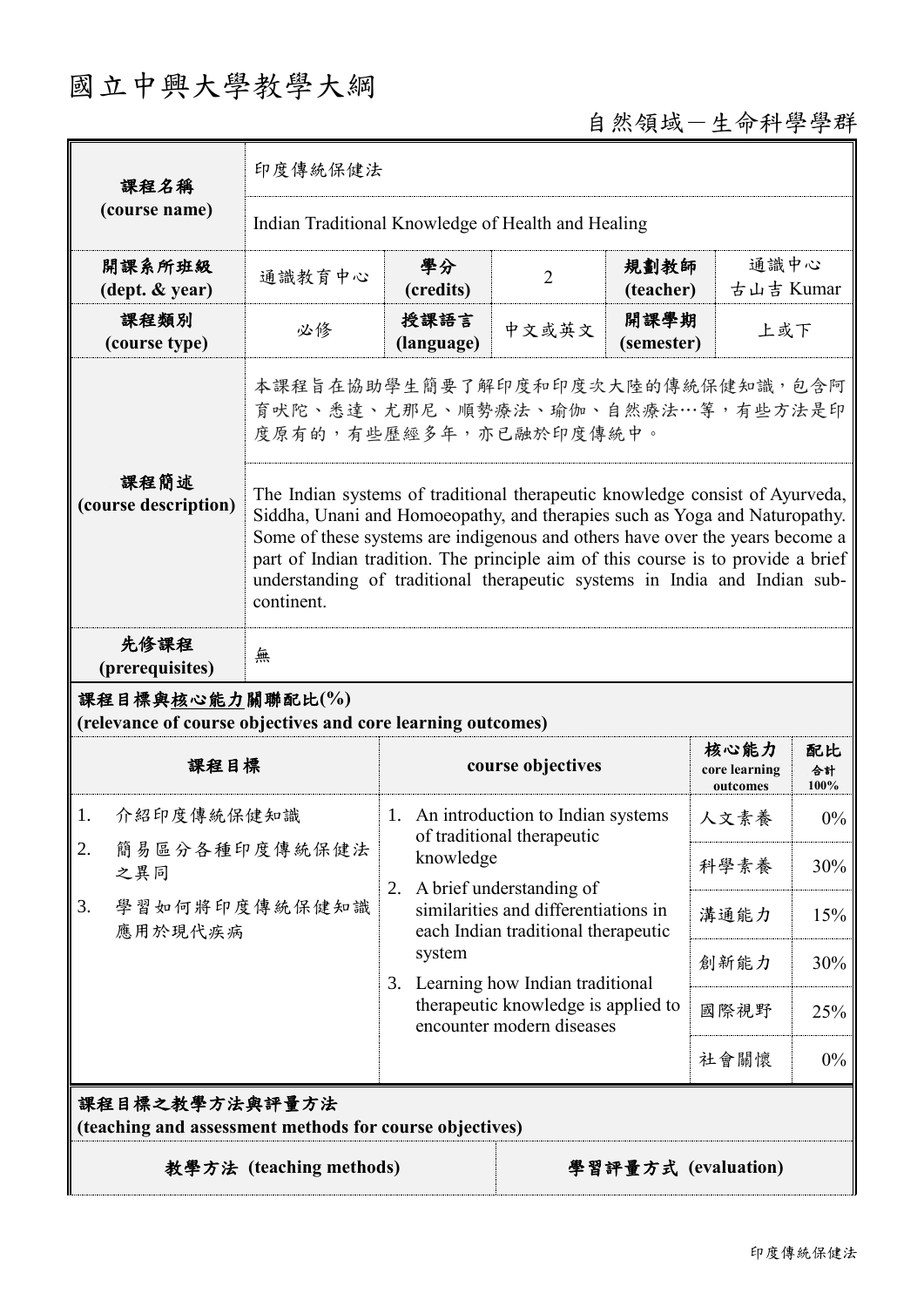# 國立中興大學教學大綱

自然領域－生命科學學群

| 課程名稱 (course name) | 印度傳統保健法 | | | | |
|---|---|---|---|---|---|
| | Indian Traditional Knowledge of Health and Healing | | | | |
| 開課系所班級 (dept. & year) | 通識教育中心 | 學分 (credits) | 2 | 規劃教師 (teacher) | 通識中心 古山吉 Kumar |
| 課程類別 (course type) | 必修 | 授課語言 (language) | 中文或英文 | 開課學期 (semester) | 上或下 |
| 課程簡述 (course description) | 本課程旨在協助學生簡要了解印度和印度次大陸的傳統保健知識，包含阿育吠陀、悉達、尤那尼、順勢療法、瑜伽、自然療法…等，有些方法是印度原有的，有些歷經多年，亦已融於印度傳統中。 | | | | |
| | The Indian systems of traditional therapeutic knowledge consist of Ayurveda, Siddha, Unani and Homoeopathy, and therapies such as Yoga and Naturopathy. Some of these systems are indigenous and others have over the years become a part of Indian tradition. The principle aim of this course is to provide a brief understanding of traditional therapeutic systems in India and Indian sub-continent. | | | | |
| 先修課程 (prerequisites) | 無 | | | | |

**課程目標與核心能力關聯配比(%)**
**(relevance of course objectives and core learning outcomes)**

| 課程目標 | course objectives | 核心能力 core learning outcomes | 配比 合計 100% |
|---|---|---|---|
| 1. 介紹印度傳統保健知識<br>2. 簡易區分各種印度傳統保健法之異同<br>3. 學習如何將印度傳統保健知識應用於現代疾病 | 1. An introduction to Indian systems of traditional therapeutic knowledge<br>2. A brief understanding of similarities and differentiations in each Indian traditional therapeutic system<br>3. Learning how Indian traditional therapeutic knowledge is applied to encounter modern diseases | 人文素養 | 0% |
| | | 科學素養 | 30% |
| | | 溝通能力 | 15% |
| | | 創新能力 | 30% |
| | | 國際視野 | 25% |
| | | 社會關懷 | 0% |

**課程目標之教學方法與評量方法**
**(teaching and assessment methods for course objectives)**

| 教學方法 (teaching methods) | 學習評量方式 (evaluation) |
|---|---|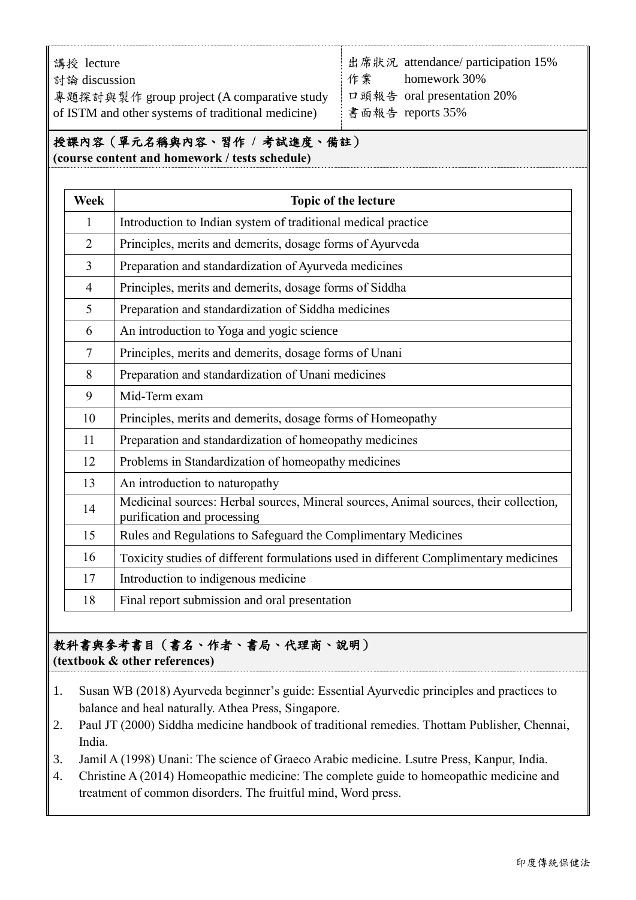| | |
|---|---|
| 講授 lecture<br>討論 discussion<br>專題探討與製作 group project (A comparative study of ISTM and other systems of traditional medicine) | 出席狀況 attendance/ participation 15%<br>作業 homework 30%<br>口頭報告 oral presentation 20%<br>書面報告 reports 35% |

## 授課內容（單元名稱與內容、習作 / 考試進度、備註）
**(course content and homework / tests schedule)**

| Week | Topic of the lecture |
|---|---|
| 1 | Introduction to Indian system of traditional medical practice |
| 2 | Principles, merits and demerits, dosage forms of Ayurveda |
| 3 | Preparation and standardization of Ayurveda medicines |
| 4 | Principles, merits and demerits, dosage forms of Siddha |
| 5 | Preparation and standardization of Siddha medicines |
| 6 | An introduction to Yoga and yogic science |
| 7 | Principles, merits and demerits, dosage forms of Unani |
| 8 | Preparation and standardization of Unani medicines |
| 9 | Mid-Term exam |
| 10 | Principles, merits and demerits, dosage forms of Homeopathy |
| 11 | Preparation and standardization of homeopathy medicines |
| 12 | Problems in Standardization of homeopathy medicines |
| 13 | An introduction to naturopathy |
| 14 | Medicinal sources: Herbal sources, Mineral sources, Animal sources, their collection, purification and processing |
| 15 | Rules and Regulations to Safeguard the Complimentary Medicines |
| 16 | Toxicity studies of different formulations used in different Complimentary medicines |
| 17 | Introduction to indigenous medicine |
| 18 | Final report submission and oral presentation |

## 教科書與參考書目（書名、作者、書局、代理商、說明）
**(textbook & other references)**

1. Susan WB (2018) Ayurveda beginner's guide: Essential Ayurvedic principles and practices to balance and heal naturally. Athea Press, Singapore.
2. Paul JT (2000) Siddha medicine handbook of traditional remedies. Thottam Publisher, Chennai, India.
3. Jamil A (1998) Unani: The science of Graeco Arabic medicine. Lsutre Press, Kanpur, India.
4. Christine A (2014) Homeopathic medicine: The complete guide to homeopathic medicine and treatment of common disorders. The fruitful mind, Word press.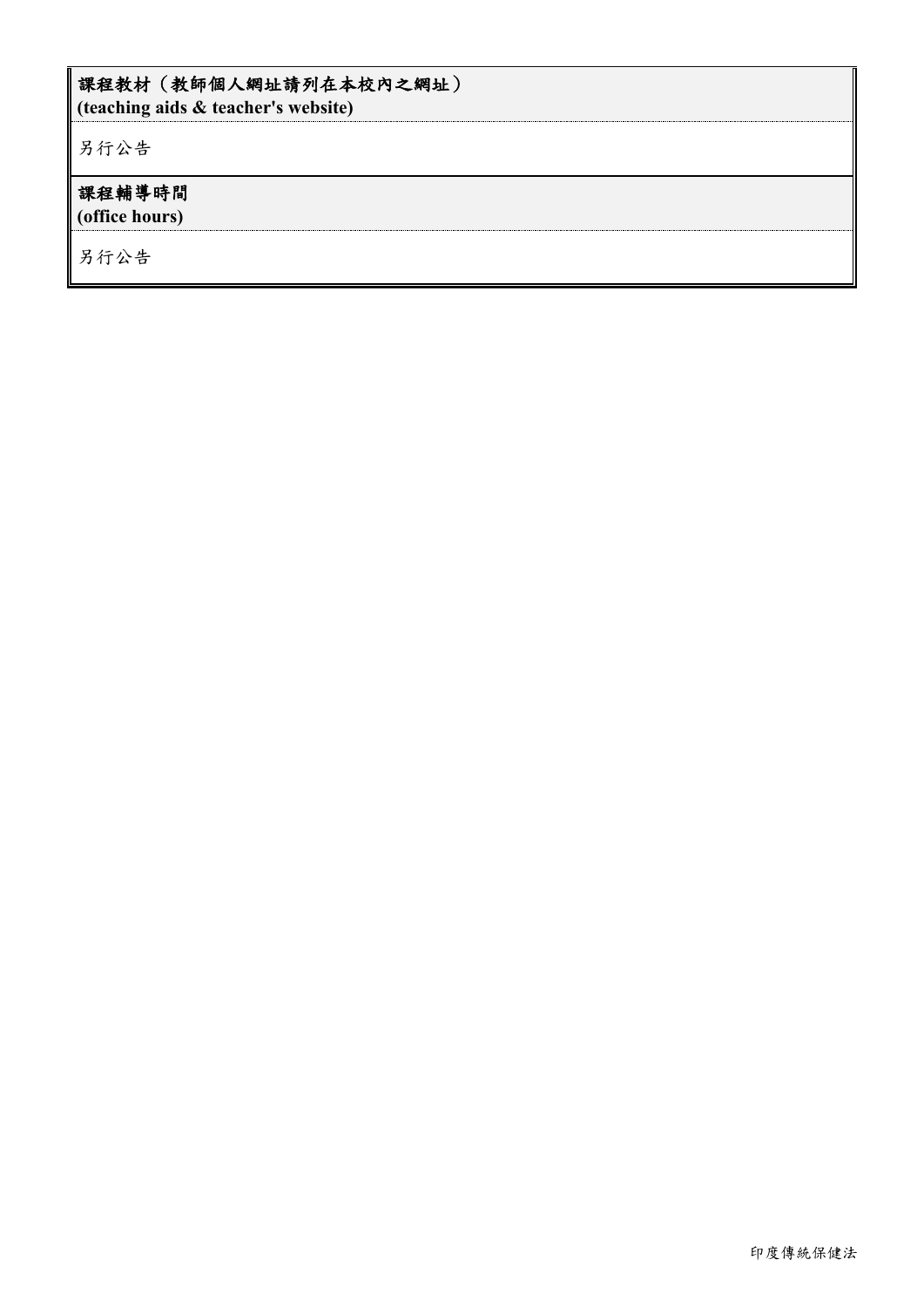**課程教材（教師個人網址請列在本校內之網址）**
**(teaching aids & teacher's website)**

另行公告

**課程輔導時間**
**(office hours)**

另行公告